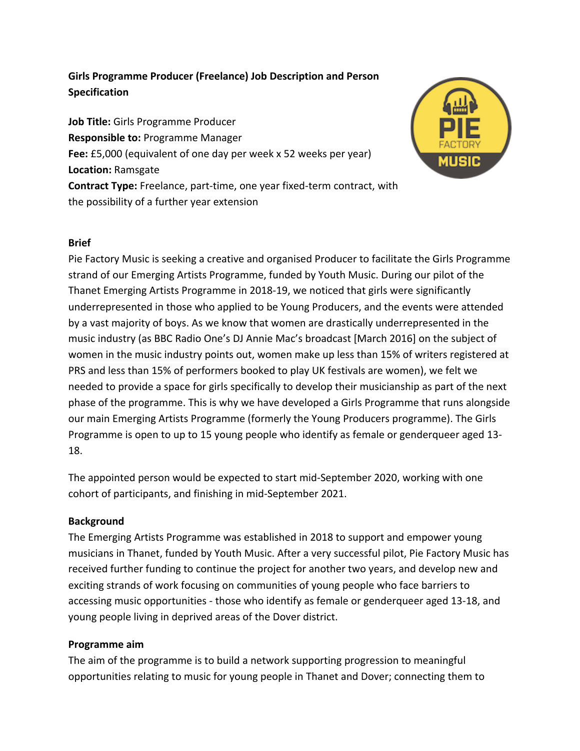**Girls Programme Producer (Freelance) Job Description and Person Specification**

**Job Title:** Girls Programme Producer
**Responsible to:** Programme Manager
**Fee:** £5,000 (equivalent of one day per week x 52 weeks per year)
**Location:** Ramsgate
**Contract Type:** Freelance, part-time, one year fixed-term contract, with the possibility of a further year extension

**Brief**

Pie Factory Music is seeking a creative and organised Producer to facilitate the Girls Programme strand of our Emerging Artists Programme, funded by Youth Music. During our pilot of the Thanet Emerging Artists Programme in 2018-19, we noticed that girls were significantly underrepresented in those who applied to be Young Producers, and the events were attended by a vast majority of boys. As we know that women are drastically underrepresented in the music industry (as BBC Radio One's DJ Annie Mac's broadcast [March 2016] on the subject of women in the music industry points out, women make up less than 15% of writers registered at PRS and less than 15% of performers booked to play UK festivals are women), we felt we needed to provide a space for girls specifically to develop their musicianship as part of the next phase of the programme. This is why we have developed a Girls Programme that runs alongside our main Emerging Artists Programme (formerly the Young Producers programme). The Girls Programme is open to up to 15 young people who identify as female or genderqueer aged 13-18.

The appointed person would be expected to start mid-September 2020, working with one cohort of participants, and finishing in mid-September 2021.

**Background**

The Emerging Artists Programme was established in 2018 to support and empower young musicians in Thanet, funded by Youth Music. After a very successful pilot, Pie Factory Music has received further funding to continue the project for another two years, and develop new and exciting strands of work focusing on communities of young people who face barriers to accessing music opportunities - those who identify as female or genderqueer aged 13-18, and young people living in deprived areas of the Dover district.

**Programme aim**

The aim of the programme is to build a network supporting progression to meaningful opportunities relating to music for young people in Thanet and Dover; connecting them to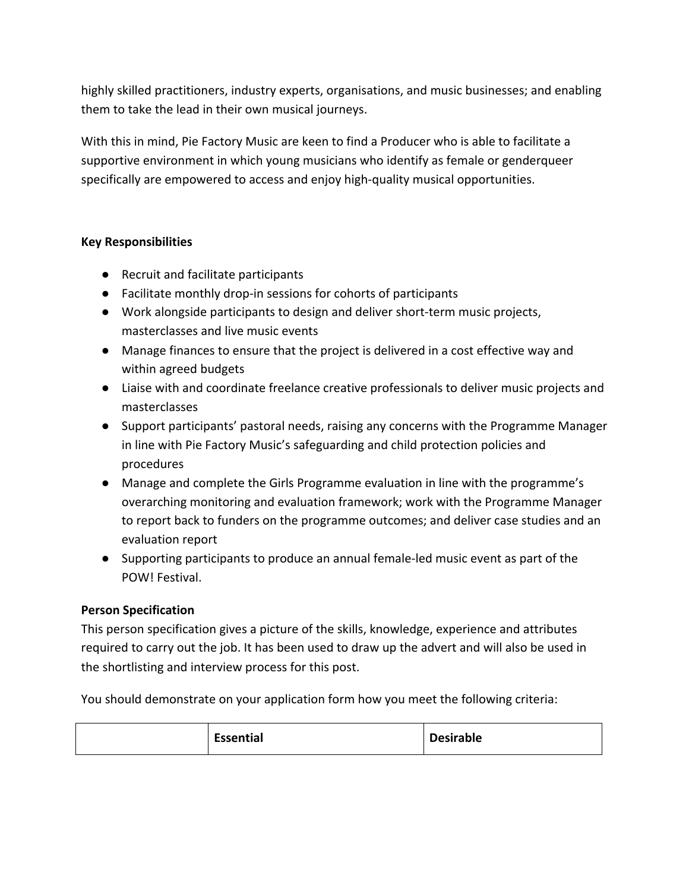highly skilled practitioners, industry experts, organisations, and music businesses; and enabling them to take the lead in their own musical journeys.

With this in mind, Pie Factory Music are keen to find a Producer who is able to facilitate a supportive environment in which young musicians who identify as female or genderqueer specifically are empowered to access and enjoy high-quality musical opportunities.

**Key Responsibilities**

- Recruit and facilitate participants
- Facilitate monthly drop-in sessions for cohorts of participants
- Work alongside participants to design and deliver short-term music projects, masterclasses and live music events
- Manage finances to ensure that the project is delivered in a cost effective way and within agreed budgets
- Liaise with and coordinate freelance creative professionals to deliver music projects and masterclasses
- Support participants' pastoral needs, raising any concerns with the Programme Manager in line with Pie Factory Music's safeguarding and child protection policies and procedures
- Manage and complete the Girls Programme evaluation in line with the programme's overarching monitoring and evaluation framework; work with the Programme Manager to report back to funders on the programme outcomes; and deliver case studies and an evaluation report
- Supporting participants to produce an annual female-led music event as part of the POW! Festival.

**Person Specification**

This person specification gives a picture of the skills, knowledge, experience and attributes required to carry out the job. It has been used to draw up the advert and will also be used in the shortlisting and interview process for this post.

You should demonstrate on your application form how you meet the following criteria:

| | **Essential** | **Desirable** |
|---|---|---|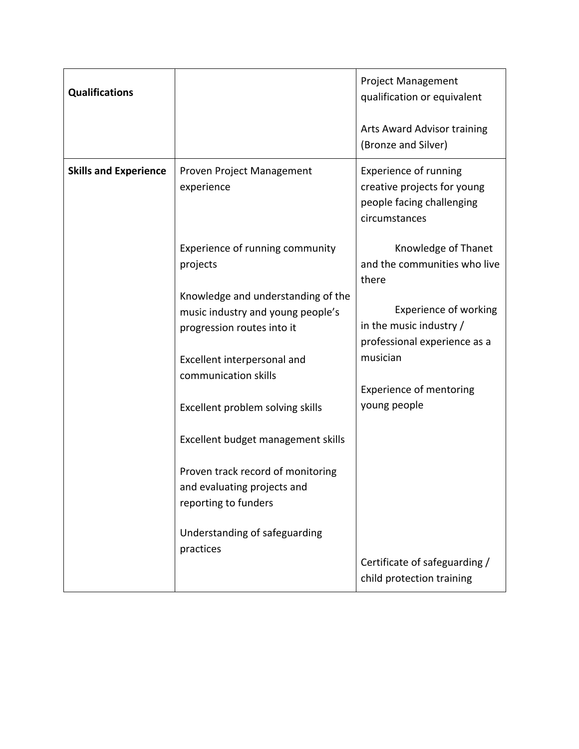| Qualifications | | Project Management qualification or equivalent<br><br>Arts Award Advisor training (Bronze and Silver) |
|---|---|---|
| Skills and Experience | Proven Project Management experience<br><br>Experience of running community projects<br><br>Knowledge and understanding of the music industry and young people's progression routes into it<br><br>Excellent interpersonal and communication skills<br><br>Excellent problem solving skills<br><br>Excellent budget management skills<br><br>Proven track record of monitoring and evaluating projects and reporting to funders<br><br>Understanding of safeguarding practices | Experience of running creative projects for young people facing challenging circumstances<br><br>Knowledge of Thanet and the communities who live there<br><br>Experience of working in the music industry / professional experience as a musician<br><br>Experience of mentoring young people<br><br>Certificate of safeguarding / child protection training |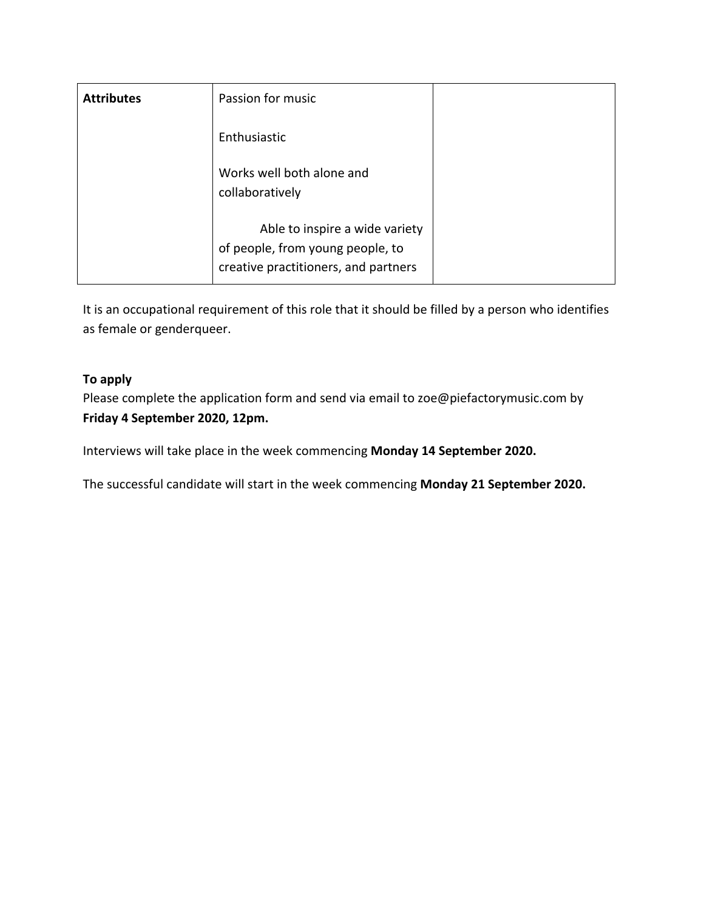| | | |
|---|---|---|
| **Attributes** | Passion for music<br><br>Enthusiastic<br><br>Works well both alone and collaboratively<br><br>Able to inspire a wide variety of people, from young people, to creative practitioners, and partners | |

It is an occupational requirement of this role that it should be filled by a person who identifies as female or genderqueer.

**To apply**
Please complete the application form and send via email to zoe@piefactorymusic.com by **Friday 4 September 2020, 12pm.**

Interviews will take place in the week commencing **Monday 14 September 2020.**

The successful candidate will start in the week commencing **Monday 21 September 2020.**